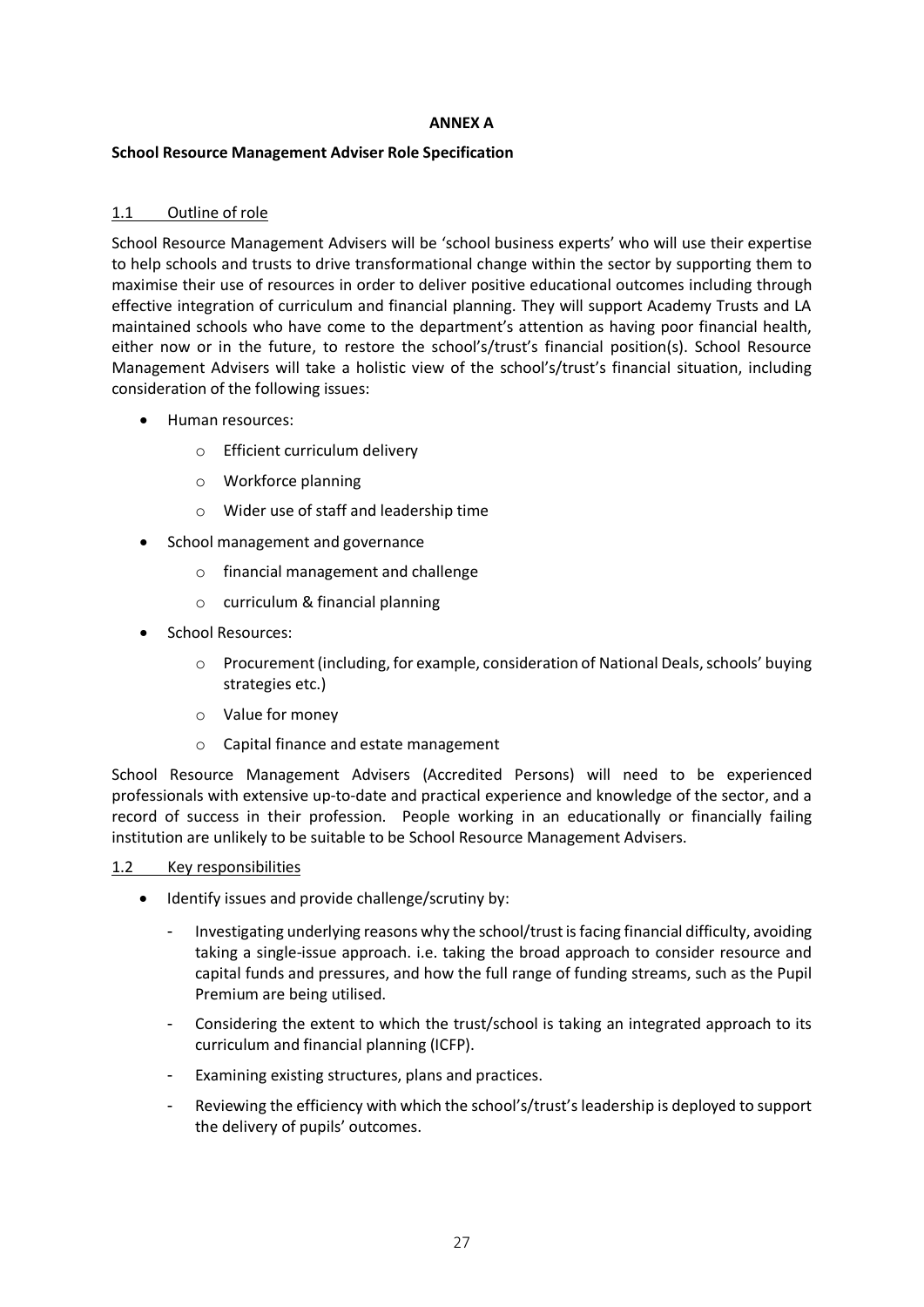**ANNEX A**

**School Resource Management Adviser Role Specification**

1.1 Outline of role

School Resource Management Advisers will be 'school business experts' who will use their expertise to help schools and trusts to drive transformational change within the sector by supporting them to maximise their use of resources in order to deliver positive educational outcomes including through effective integration of curriculum and financial planning. They will support Academy Trusts and LA maintained schools who have come to the department's attention as having poor financial health, either now or in the future, to restore the school's/trust's financial position(s). School Resource Management Advisers will take a holistic view of the school's/trust's financial situation, including consideration of the following issues:

- Human resources:
  - Efficient curriculum delivery
  - Workforce planning
  - Wider use of staff and leadership time
- School management and governance
  - financial management and challenge
  - curriculum & financial planning
- School Resources:
  - Procurement (including, for example, consideration of National Deals, schools' buying strategies etc.)
  - Value for money
  - Capital finance and estate management

School Resource Management Advisers (Accredited Persons) will need to be experienced professionals with extensive up-to-date and practical experience and knowledge of the sector, and a record of success in their profession. People working in an educationally or financially failing institution are unlikely to be suitable to be School Resource Management Advisers.

1.2 Key responsibilities

- Identify issues and provide challenge/scrutiny by:
  - Investigating underlying reasons why the school/trust is facing financial difficulty, avoiding taking a single-issue approach. i.e. taking the broad approach to consider resource and capital funds and pressures, and how the full range of funding streams, such as the Pupil Premium are being utilised.
  - Considering the extent to which the trust/school is taking an integrated approach to its curriculum and financial planning (ICFP).
  - Examining existing structures, plans and practices.
  - Reviewing the efficiency with which the school's/trust's leadership is deployed to support the delivery of pupils' outcomes.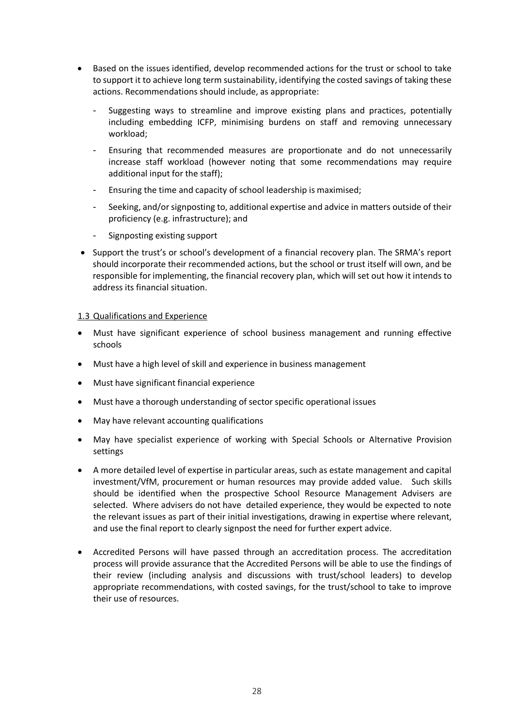- Based on the issues identified, develop recommended actions for the trust or school to take to support it to achieve long term sustainability, identifying the costed savings of taking these actions. Recommendations should include, as appropriate:
  - Suggesting ways to streamline and improve existing plans and practices, potentially including embedding ICFP, minimising burdens on staff and removing unnecessary workload;
  - Ensuring that recommended measures are proportionate and do not unnecessarily increase staff workload (however noting that some recommendations may require additional input for the staff);
  - Ensuring the time and capacity of school leadership is maximised;
  - Seeking, and/or signposting to, additional expertise and advice in matters outside of their proficiency (e.g. infrastructure); and
  - Signposting existing support
- Support the trust's or school's development of a financial recovery plan. The SRMA's report should incorporate their recommended actions, but the school or trust itself will own, and be responsible for implementing, the financial recovery plan, which will set out how it intends to address its financial situation.

### 1.3 Qualifications and Experience

- Must have significant experience of school business management and running effective schools
- Must have a high level of skill and experience in business management
- Must have significant financial experience
- Must have a thorough understanding of sector specific operational issues
- May have relevant accounting qualifications
- May have specialist experience of working with Special Schools or Alternative Provision settings
- A more detailed level of expertise in particular areas, such as estate management and capital investment/VfM, procurement or human resources may provide added value. Such skills should be identified when the prospective School Resource Management Advisers are selected. Where advisers do not have detailed experience, they would be expected to note the relevant issues as part of their initial investigations, drawing in expertise where relevant, and use the final report to clearly signpost the need for further expert advice.
- Accredited Persons will have passed through an accreditation process. The accreditation process will provide assurance that the Accredited Persons will be able to use the findings of their review (including analysis and discussions with trust/school leaders) to develop appropriate recommendations, with costed savings, for the trust/school to take to improve their use of resources.